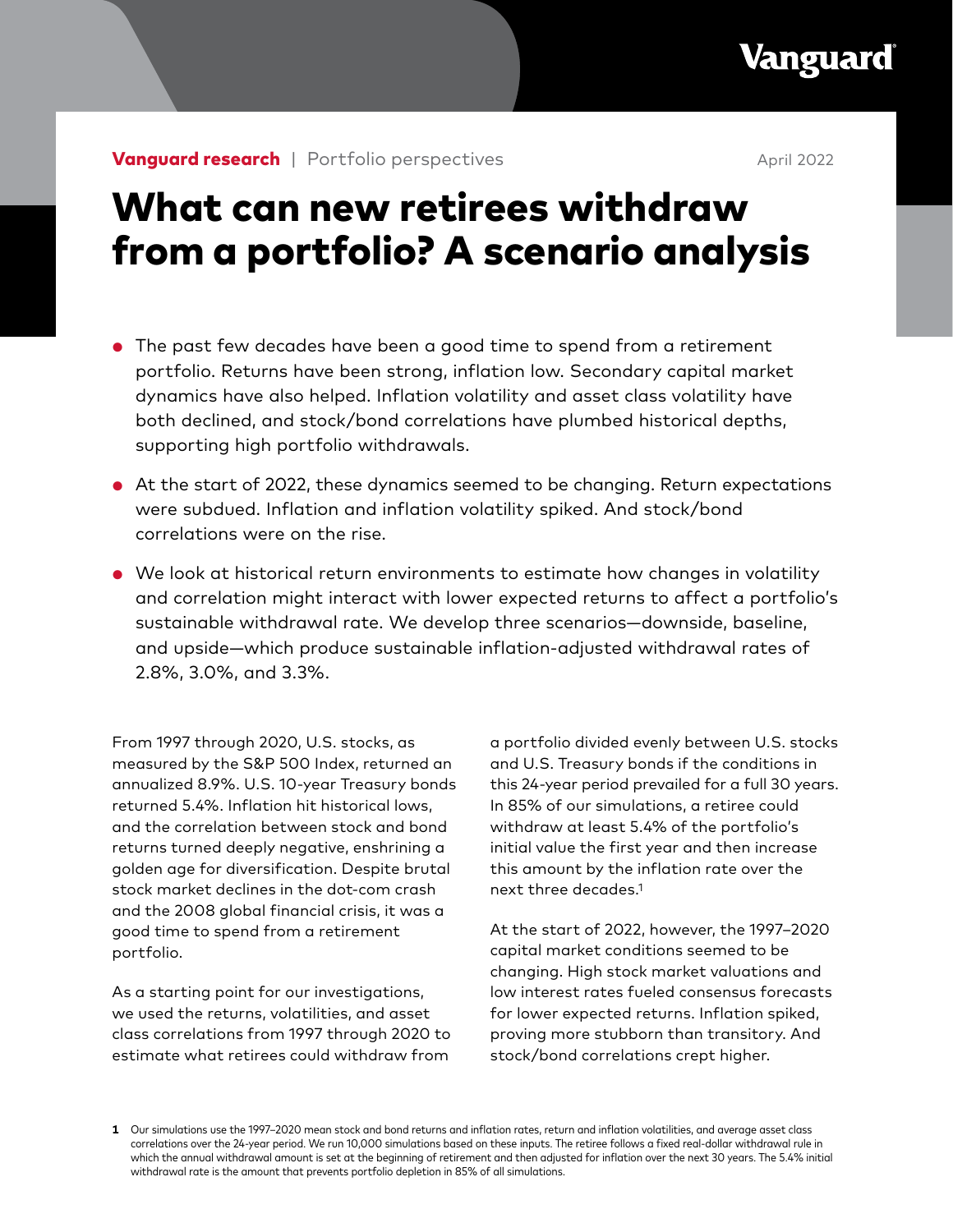Vanguard

**Vanguard research** | Portfolio perspectives

April 2022

# What can new retirees withdraw from a portfolio? A scenario analysis

- The past few decades have been a good time to spend from a retirement portfolio. Returns have been strong, inflation low. Secondary capital market dynamics have also helped. Inflation volatility and asset class volatility have both declined, and stock/bond correlations have plumbed historical depths, supporting high portfolio withdrawals.
- At the start of 2022, these dynamics seemed to be changing. Return expectations were subdued. Inflation and inflation volatility spiked. And stock/bond correlations were on the rise.
- We look at historical return environments to estimate how changes in volatility and correlation might interact with lower expected returns to affect a portfolio's sustainable withdrawal rate. We develop three scenarios—downside, baseline, and upside—which produce sustainable inflation-adjusted withdrawal rates of 2.8%, 3.0%, and 3.3%.

From 1997 through 2020, U.S. stocks, as measured by the S&P 500 Index, returned an annualized 8.9%. U.S. 10-year Treasury bonds returned 5.4%. Inflation hit historical lows, and the correlation between stock and bond returns turned deeply negative, enshrining a golden age for diversification. Despite brutal stock market declines in the dot-com crash and the 2008 global financial crisis, it was a good time to spend from a retirement portfolio.

As a starting point for our investigations, we used the returns, volatilities, and asset class correlations from 1997 through 2020 to estimate what retirees could withdraw from a portfolio divided evenly between U.S. stocks and U.S. Treasury bonds if the conditions in this 24-year period prevailed for a full 30 years. In 85% of our simulations, a retiree could withdraw at least 5.4% of the portfolio's initial value the first year and then increase this amount by the inflation rate over the next three decades.[1]

At the start of 2022, however, the 1997–2020 capital market conditions seemed to be changing. High stock market valuations and low interest rates fueled consensus forecasts for lower expected returns. Inflation spiked, proving more stubborn than transitory. And stock/bond correlations crept higher.

**1** Our simulations use the 1997–2020 mean stock and bond returns and inflation rates, return and inflation volatilities, and average asset class correlations over the 24-year period. We run 10,000 simulations based on these inputs. The retiree follows a fixed real-dollar withdrawal rule in which the annual withdrawal amount is set at the beginning of retirement and then adjusted for inflation over the next 30 years. The 5.4% initial withdrawal rate is the amount that prevents portfolio depletion in 85% of all simulations.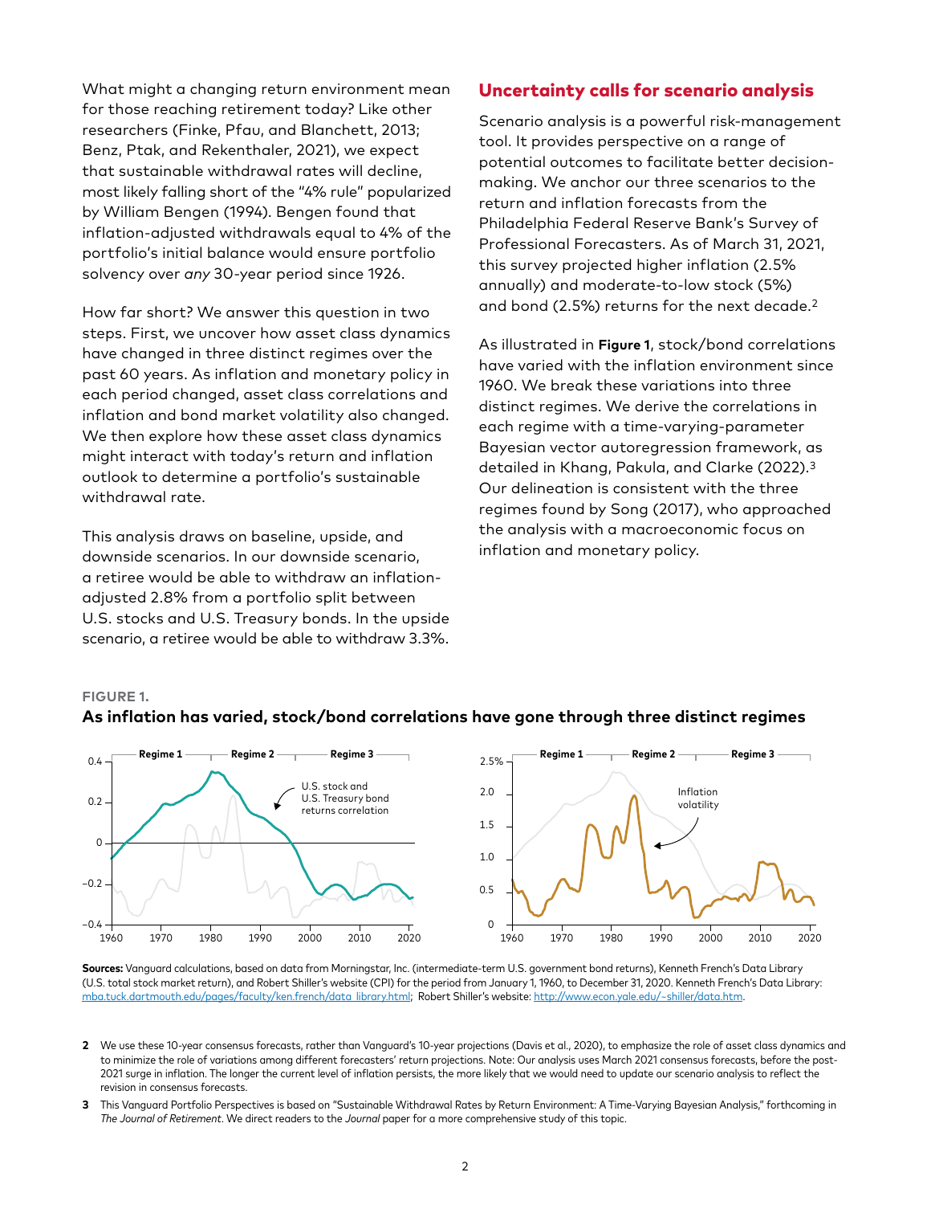What might a changing return environment mean for those reaching retirement today? Like other researchers (Finke, Pfau, and Blanchett, 2013; Benz, Ptak, and Rekenthaler, 2021), we expect that sustainable withdrawal rates will decline, most likely falling short of the "4% rule" popularized by William Bengen (1994). Bengen found that inflation-adjusted withdrawals equal to 4% of the portfolio's initial balance would ensure portfolio solvency over *any* 30-year period since 1926.

How far short? We answer this question in two steps. First, we uncover how asset class dynamics have changed in three distinct regimes over the past 60 years. As inflation and monetary policy in each period changed, asset class correlations and inflation and bond market volatility also changed. We then explore how these asset class dynamics might interact with today's return and inflation outlook to determine a portfolio's sustainable withdrawal rate.

This analysis draws on baseline, upside, and downside scenarios. In our downside scenario, a retiree would be able to withdraw an inflation-adjusted 2.8% from a portfolio split between U.S. stocks and U.S. Treasury bonds. In the upside scenario, a retiree would be able to withdraw 3.3%.

## Uncertainty calls for scenario analysis

Scenario analysis is a powerful risk-management tool. It provides perspective on a range of potential outcomes to facilitate better decision-making. We anchor our three scenarios to the return and inflation forecasts from the Philadelphia Federal Reserve Bank's Survey of Professional Forecasters. As of March 31, 2021, this survey projected higher inflation (2.5% annually) and moderate-to-low stock (5%) and bond (2.5%) returns for the next decade.[2]

As illustrated in **Figure 1**, stock/bond correlations have varied with the inflation environment since 1960. We break these variations into three distinct regimes. We derive the correlations in each regime with a time-varying-parameter Bayesian vector autoregression framework, as detailed in Khang, Pakula, and Clarke (2022).[3] Our delineation is consistent with the three regimes found by Song (2017), who approached the analysis with a macroeconomic focus on inflation and monetary policy.

**FIGURE 1.**

**As inflation has varied, stock/bond correlations have gone through three distinct regimes**

**Sources:** Vanguard calculations, based on data from Morningstar, Inc. (intermediate-term U.S. government bond returns), Kenneth French's Data Library (U.S. total stock market return), and Robert Shiller's website (CPI) for the period from January 1, 1960, to December 31, 2020. Kenneth French's Data Library: mba.tuck.dartmouth.edu/pages/faculty/ken.french/data_library.html; Robert Shiller's website: http://www.econ.yale.edu/~shiller/data.htm.

2 We use these 10-year consensus forecasts, rather than Vanguard's 10-year projections (Davis et al., 2020), to emphasize the role of asset class dynamics and to minimize the role of variations among different forecasters' return projections. Note: Our analysis uses March 2021 consensus forecasts, before the post-2021 surge in inflation. The longer the current level of inflation persists, the more likely that we would need to update our scenario analysis to reflect the revision in consensus forecasts.

3 This Vanguard Portfolio Perspectives is based on "Sustainable Withdrawal Rates by Return Environment: A Time-Varying Bayesian Analysis," forthcoming in *The Journal of Retirement*. We direct readers to the *Journal* paper for a more comprehensive study of this topic.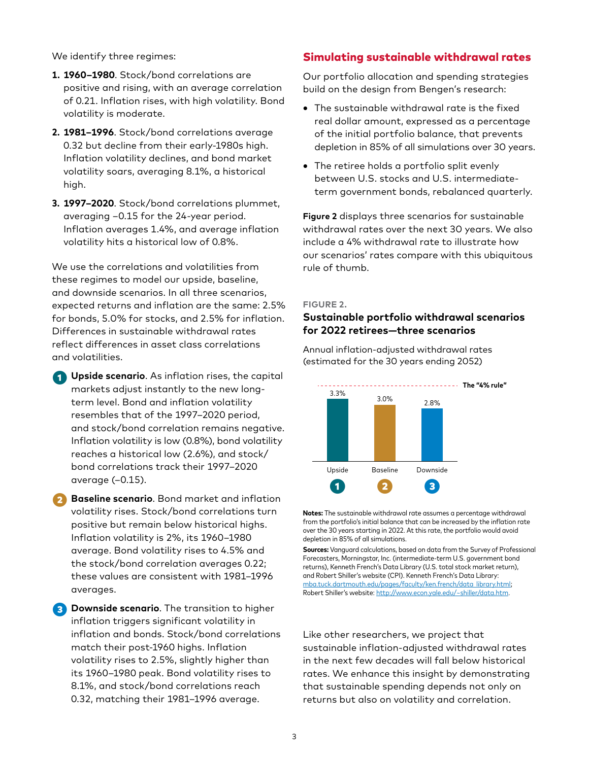We identify three regimes:

1. **1960–1980**. Stock/bond correlations are positive and rising, with an average correlation of 0.21. Inflation rises, with high volatility. Bond volatility is moderate.
2. **1981–1996**. Stock/bond correlations average 0.32 but decline from their early-1980s high. Inflation volatility declines, and bond market volatility soars, averaging 8.1%, a historical high.
3. **1997–2020**. Stock/bond correlations plummet, averaging –0.15 for the 24-year period. Inflation averages 1.4%, and average inflation volatility hits a historical low of 0.8%.

We use the correlations and volatilities from these regimes to model our upside, baseline, and downside scenarios. In all three scenarios, expected returns and inflation are the same: 2.5% for bonds, 5.0% for stocks, and 2.5% for inflation. Differences in sustainable withdrawal rates reflect differences in asset class correlations and volatilities.

1. **Upside scenario**. As inflation rises, the capital markets adjust instantly to the new long-term level. Bond and inflation volatility resembles that of the 1997–2020 period, and stock/bond correlation remains negative. Inflation volatility is low (0.8%), bond volatility reaches a historical low (2.6%), and stock/bond correlations track their 1997–2020 average (–0.15).
2. **Baseline scenario**. Bond market and inflation volatility rises. Stock/bond correlations turn positive but remain below historical highs. Inflation volatility is 2%, its 1960–1980 average. Bond volatility rises to 4.5% and the stock/bond correlation averages 0.22; these values are consistent with 1981–1996 averages.
3. **Downside scenario**. The transition to higher inflation triggers significant volatility in inflation and bonds. Stock/bond correlations match their post-1960 highs. Inflation volatility rises to 2.5%, slightly higher than its 1960–1980 peak. Bond volatility rises to 8.1%, and stock/bond correlations reach 0.32, matching their 1981–1996 average.

## Simulating sustainable withdrawal rates

Our portfolio allocation and spending strategies build on the design from Bengen's research:

- The sustainable withdrawal rate is the fixed real dollar amount, expressed as a percentage of the initial portfolio balance, that prevents depletion in 85% of all simulations over 30 years.
- The retiree holds a portfolio split evenly between U.S. stocks and U.S. intermediate-term government bonds, rebalanced quarterly.

**Figure 2** displays three scenarios for sustainable withdrawal rates over the next 30 years. We also include a 4% withdrawal rate to illustrate how our scenarios' rates compare with this ubiquitous rule of thumb.

FIGURE 2.

**Sustainable portfolio withdrawal scenarios for 2022 retirees—three scenarios**

Annual inflation-adjusted withdrawal rates (estimated for the 30 years ending 2052)

| Scenario | Withdrawal rate |
|---|---|
| Upside (1) | 3.3% |
| Baseline (2) | 3.0% |
| Downside (3) | 2.8% |

The "4% rule"

**Notes:** The sustainable withdrawal rate assumes a percentage withdrawal from the portfolio's initial balance that can be increased by the inflation rate over the 30 years starting in 2022. At this rate, the portfolio would avoid depletion in 85% of all simulations.

**Sources:** Vanguard calculations, based on data from the Survey of Professional Forecasters, Morningstar, Inc. (intermediate-term U.S. government bond returns), Kenneth French's Data Library (U.S. total stock market return), and Robert Shiller's website (CPI). Kenneth French's Data Library: mba.tuck.dartmouth.edu/pages/faculty/ken.french/data_library.html; Robert Shiller's website: http://www.econ.yale.edu/~shiller/data.htm.

Like other researchers, we project that sustainable inflation-adjusted withdrawal rates in the next few decades will fall below historical rates. We enhance this insight by demonstrating that sustainable spending depends not only on returns but also on volatility and correlation.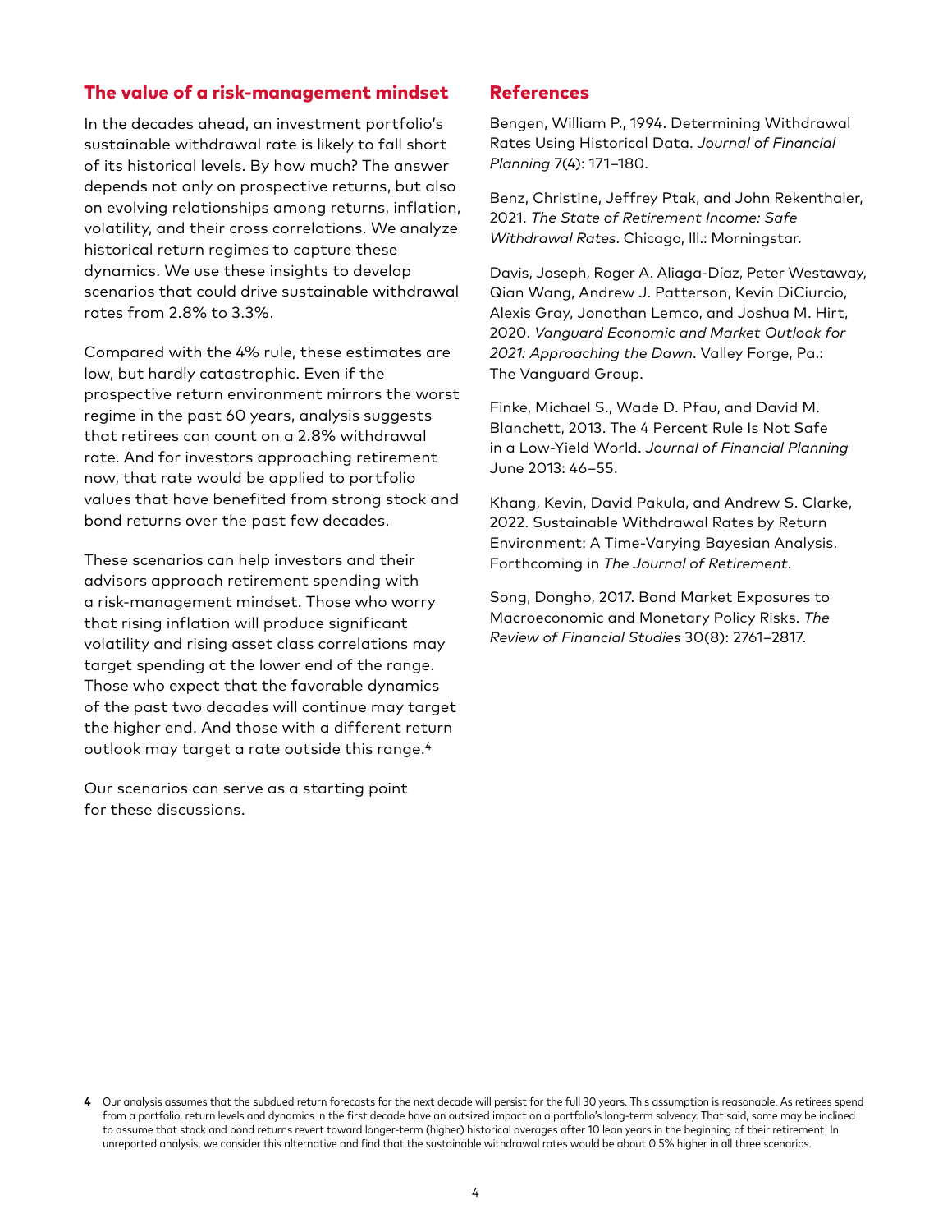## The value of a risk-management mindset

In the decades ahead, an investment portfolio's sustainable withdrawal rate is likely to fall short of its historical levels. By how much? The answer depends not only on prospective returns, but also on evolving relationships among returns, inflation, volatility, and their cross correlations. We analyze historical return regimes to capture these dynamics. We use these insights to develop scenarios that could drive sustainable withdrawal rates from 2.8% to 3.3%.

Compared with the 4% rule, these estimates are low, but hardly catastrophic. Even if the prospective return environment mirrors the worst regime in the past 60 years, analysis suggests that retirees can count on a 2.8% withdrawal rate. And for investors approaching retirement now, that rate would be applied to portfolio values that have benefited from strong stock and bond returns over the past few decades.

These scenarios can help investors and their advisors approach retirement spending with a risk-management mindset. Those who worry that rising inflation will produce significant volatility and rising asset class correlations may target spending at the lower end of the range. Those who expect that the favorable dynamics of the past two decades will continue may target the higher end. And those with a different return outlook may target a rate outside this range.[4]

Our scenarios can serve as a starting point for these discussions.

## References

Bengen, William P., 1994. Determining Withdrawal Rates Using Historical Data. *Journal of Financial Planning* 7(4): 171–180.

Benz, Christine, Jeffrey Ptak, and John Rekenthaler, 2021. *The State of Retirement Income: Safe Withdrawal Rates*. Chicago, Ill.: Morningstar.

Davis, Joseph, Roger A. Aliaga-Díaz, Peter Westaway, Qian Wang, Andrew J. Patterson, Kevin DiCiurcio, Alexis Gray, Jonathan Lemco, and Joshua M. Hirt, 2020. *Vanguard Economic and Market Outlook for 2021: Approaching the Dawn*. Valley Forge, Pa.: The Vanguard Group.

Finke, Michael S., Wade D. Pfau, and David M. Blanchett, 2013. The 4 Percent Rule Is Not Safe in a Low-Yield World. *Journal of Financial Planning* June 2013: 46–55.

Khang, Kevin, David Pakula, and Andrew S. Clarke, 2022. Sustainable Withdrawal Rates by Return Environment: A Time-Varying Bayesian Analysis. Forthcoming in *The Journal of Retirement*.

Song, Dongho, 2017. Bond Market Exposures to Macroeconomic and Monetary Policy Risks. *The Review of Financial Studies* 30(8): 2761–2817.

---

**4** Our analysis assumes that the subdued return forecasts for the next decade will persist for the full 30 years. This assumption is reasonable. As retirees spend from a portfolio, return levels and dynamics in the first decade have an outsized impact on a portfolio's long-term solvency. That said, some may be inclined to assume that stock and bond returns revert toward longer-term (higher) historical averages after 10 lean years in the beginning of their retirement. In unreported analysis, we consider this alternative and find that the sustainable withdrawal rates would be about 0.5% higher in all three scenarios.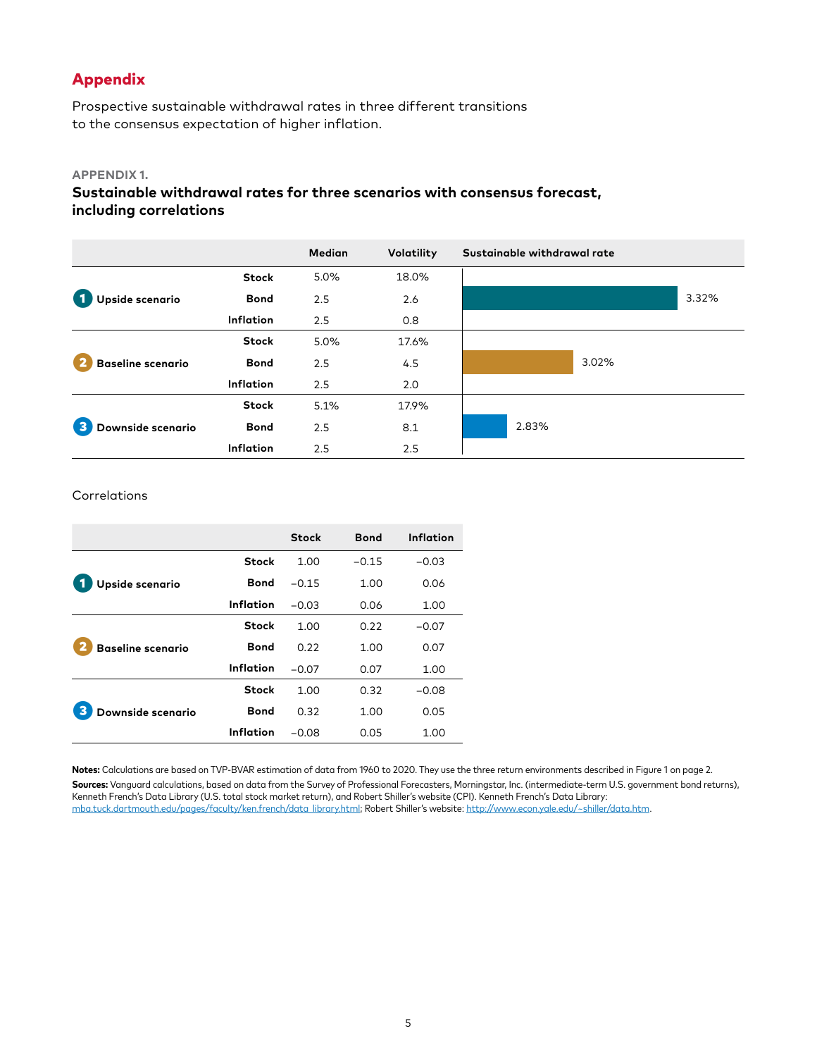## Appendix

Prospective sustainable withdrawal rates in three different transitions to the consensus expectation of higher inflation.

**APPENDIX 1.**

### Sustainable withdrawal rates for three scenarios with consensus forecast, including correlations

| Scenario | | Median | Volatility | Sustainable withdrawal rate |
|---|---|---|---|---|
| 1 Upside scenario | Stock | 5.0% | 18.0% | |
| | Bond | 2.5 | 2.6 | 3.32% |
| | Inflation | 2.5 | 0.8 | |
| 2 Baseline scenario | Stock | 5.0% | 17.6% | |
| | Bond | 2.5 | 4.5 | 3.02% |
| | Inflation | 2.5 | 2.0 | |
| 3 Downside scenario | Stock | 5.1% | 17.9% | |
| | Bond | 2.5 | 8.1 | 2.83% |
| | Inflation | 2.5 | 2.5 | |

Correlations

| Scenario | | Stock | Bond | Inflation |
|---|---|---|---|---|
| 1 Upside scenario | Stock | 1.00 | −0.15 | −0.03 |
| | Bond | −0.15 | 1.00 | 0.06 |
| | Inflation | −0.03 | 0.06 | 1.00 |
| 2 Baseline scenario | Stock | 1.00 | 0.22 | −0.07 |
| | Bond | 0.22 | 1.00 | 0.07 |
| | Inflation | −0.07 | 0.07 | 1.00 |
| 3 Downside scenario | Stock | 1.00 | 0.32 | −0.08 |
| | Bond | 0.32 | 1.00 | 0.05 |
| | Inflation | −0.08 | 0.05 | 1.00 |

**Notes:** Calculations are based on TVP-BVAR estimation of data from 1960 to 2020. They use the three return environments described in Figure 1 on page 2.

**Sources:** Vanguard calculations, based on data from the Survey of Professional Forecasters, Morningstar, Inc. (intermediate-term U.S. government bond returns), Kenneth French's Data Library (U.S. total stock market return), and Robert Shiller's website (CPI). Kenneth French's Data Library: mba.tuck.dartmouth.edu/pages/faculty/ken.french/data_library.html; Robert Shiller's website: http://www.econ.yale.edu/~shiller/data.htm.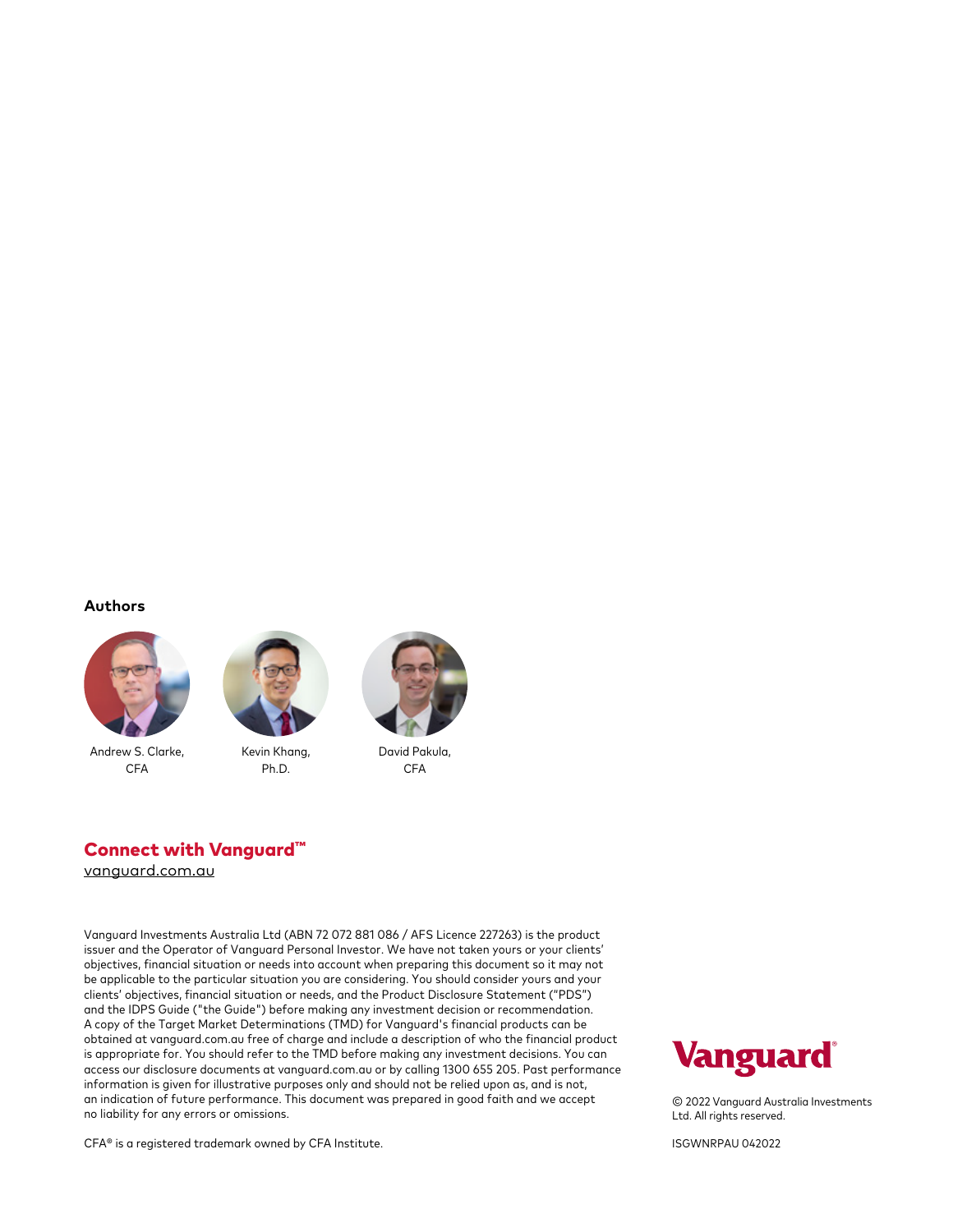**Authors**

Andrew S. Clarke, CFA

Kevin Khang, Ph.D.

David Pakula, CFA

## Connect with Vanguard™

vanguard.com.au

Vanguard Investments Australia Ltd (ABN 72 072 881 086 / AFS Licence 227263) is the product issuer and the Operator of Vanguard Personal Investor. We have not taken yours or your clients' objectives, financial situation or needs into account when preparing this document so it may not be applicable to the particular situation you are considering. You should consider yours and your clients' objectives, financial situation or needs, and the Product Disclosure Statement ("PDS") and the IDPS Guide ("the Guide") before making any investment decision or recommendation. A copy of the Target Market Determinations (TMD) for Vanguard's financial products can be obtained at vanguard.com.au free of charge and include a description of who the financial product is appropriate for. You should refer to the TMD before making any investment decisions. You can access our disclosure documents at vanguard.com.au or by calling 1300 655 205. Past performance information is given for illustrative purposes only and should not be relied upon as, and is not, an indication of future performance. This document was prepared in good faith and we accept no liability for any errors or omissions.

CFA® is a registered trademark owned by CFA Institute.

Vanguard®

© 2022 Vanguard Australia Investments Ltd. All rights reserved.

ISGWNRPAU 042022